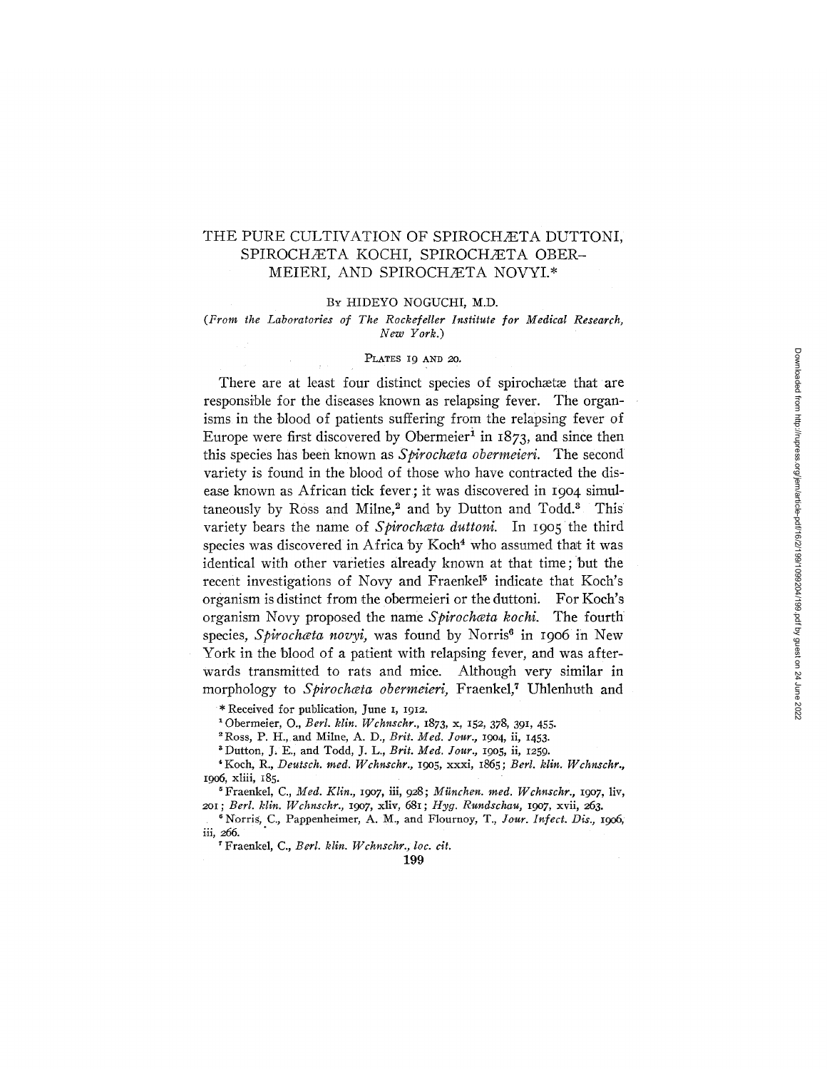# THE PURE CULTIVATION OF SPIROCHÆTA DUTTONI, SPIROCHÆTA KOCHI, SPIROCHÆTA OBERMEIERI, AND SPIROCHÆTA NOVYI.*

BY HIDEYO NOGUCHI, M.D.

*(From the Laboratories of The Rockefeller Institute for Medical Research, New York.)*

PLATES 19 AND 20.

There are at least four distinct species of spirochætæ that are responsible for the diseases known as relapsing fever. The organisms in the blood of patients suffering from the relapsing fever of Europe were first discovered by Obermeier[1] in 1873, and since then this species has been known as *Spirochæta obermeieri*. The second variety is found in the blood of those who have contracted the disease known as African tick fever; it was discovered in 1904 simultaneously by Ross and Milne,[2] and by Dutton and Todd.[3] This variety bears the name of *Spirochæta duttoni*. In 1905 the third species was discovered in Africa by Koch[4] who assumed that it was identical with other varieties already known at that time; but the recent investigations of Novy and Fraenkel[5] indicate that Koch's organism is distinct from the obermeieri or the duttoni. For Koch's organism Novy proposed the name *Spirochæta kochi*. The fourth species, *Spirochæta novyi*, was found by Norris[6] in 1906 in New York in the blood of a patient with relapsing fever, and was afterwards transmitted to rats and mice. Although very similar in morphology to *Spirochæta obermeieri*, Fraenkel,[7] Uhlenhuth and

\* Received for publication, June 1, 1912.

[1] Obermeier, O., *Berl. klin. Wchnschr.*, 1873, x, 152, 378, 391, 455.

[2] Ross, P. H., and Milne, A. D., *Brit. Med. Jour.*, 1904, ii, 1453.

[3] Dutton, J. E., and Todd, J. L., *Brit. Med. Jour.*, 1905, ii, 1259.

[4] Koch, R., *Deutsch. med. Wchnschr.*, 1905, xxxi, 1865; *Berl. klin. Wchnschr.*, 1906, xliii, 185.

[5] Fraenkel, C., *Med. Klin.*, 1907, iii, 928; *München. med. Wchnschr.*, 1907, liv, 201; *Berl. klin. Wchnschr.*, 1907, xliv, 681; *Hyg. Rundschau*, 1907, xvii, 263.

[6] Norris, C., Pappenheimer, A. M., and Flournoy, T., *Jour. Infect. Dis.*, 1906, iii, 266.

[7] Fraenkel, C., *Berl. klin. Wchnschr., loc. cit.*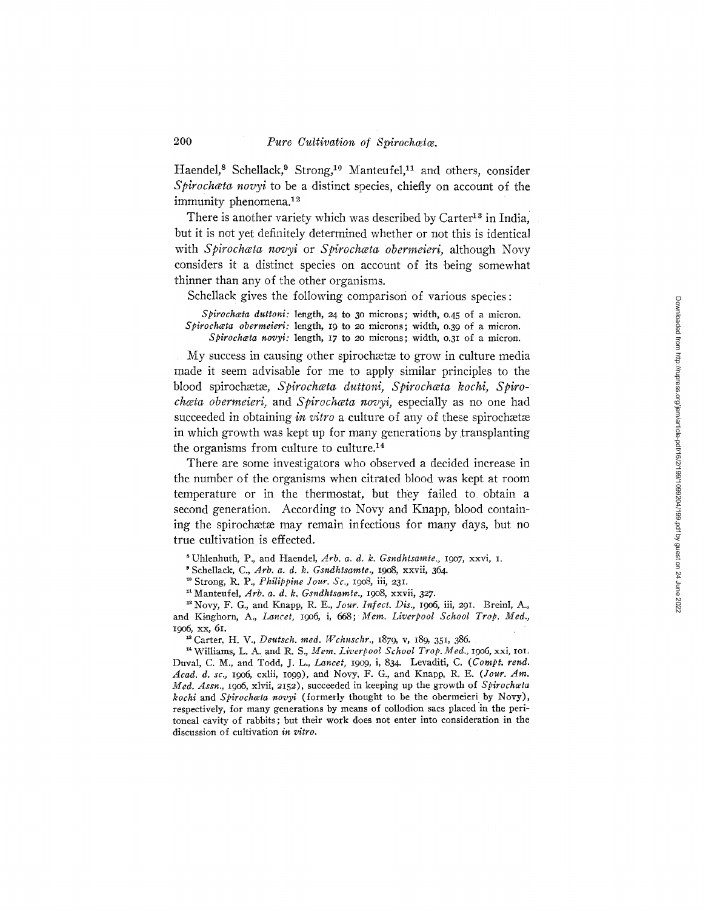Haendel,[8] Schellack,[9] Strong,[10] Manteufel,[11] and others, consider *Spirochæta novyi* to be a distinct species, chiefly on account of the immunity phenomena.[12]

There is another variety which was described by Carter[13] in India, but it is not yet definitely determined whether or not this is identical with *Spirochæta novyi* or *Spirochæta obermeieri*, although Novy considers it a distinct species on account of its being somewhat thinner than any of the other organisms.

Schellack gives the following comparison of various species:

*Spirochæta duttoni:* length, 24 to 30 microns; width, 0.45 of a micron.
*Spirochæta obermeieri:* length, 19 to 20 microns; width, 0.39 of a micron.
*Spirochæta novyi:* length, 17 to 20 microns; width, 0.31 of a micron.

My success in causing other spirochætæ to grow in culture media made it seem advisable for me to apply similar principles to the blood spirochætæ, *Spirochæta duttoni, Spirochæta kochi, Spirochæta obermeieri,* and *Spirochæta novyi,* especially as no one had succeeded in obtaining *in vitro* a culture of any of these spirochætæ in which growth was kept up for many generations by transplanting the organisms from culture to culture.[14]

There are some investigators who observed a decided increase in the number of the organisms when citrated blood was kept at room temperature or in the thermostat, but they failed to obtain a second generation. According to Novy and Knapp, blood containing the spirochætæ may remain infectious for many days, but no true cultivation is effected.

[8] Uhlenhuth, P., and Haendel, *Arb. a. d. k. Gsndhtsamte.,* 1907, xxvi, 1.

[9] Schellack, C., *Arb. a. d. k. Gsndhtsamte.,* 1908, xxvii, 364.

[10] Strong, R. P., *Philippine Jour. Sc.,* 1908, iii, 231.

[11] Manteufel, *Arb. a. d. k. Gsndhtsamte.,* 1908, xxvii, 327.

[12] Novy, F. G., and Knapp, R. E., *Jour. Infect. Dis.,* 1906, iii, 291. Breinl, A., and Kinghorn, A., *Lancet,* 1906, i, 668; *Mem. Liverpool School Trop. Med.,* 1906, xx, 61.

[13] Carter, H. V., *Deutsch. med. Wchnschr.,* 1879, v, 189, 351, 386.

[14] Williams, L. A. and R. S., *Mem. Liverpool School Trop. Med.,* 1906, xxi, 101. Duval, C. M., and Todd, J. L., *Lancet,* 1909, i, 834. Levaditi, C. (*Compt. rend. Acad. d. sc.,* 1906, cxlii, 1099), and Novy, F. G., and Knapp, R. E. (*Jour. Am. Med. Assn.,* 1906, xlvii, 2152), succeeded in keeping up the growth of *Spirochæta kochi* and *Spirochæta novyi* (formerly thought to be the obermeieri by Novy), respectively, for many generations by means of collodion sacs placed in the peritoneal cavity of rabbits; but their work does not enter into consideration in the discussion of cultivation *in vitro.*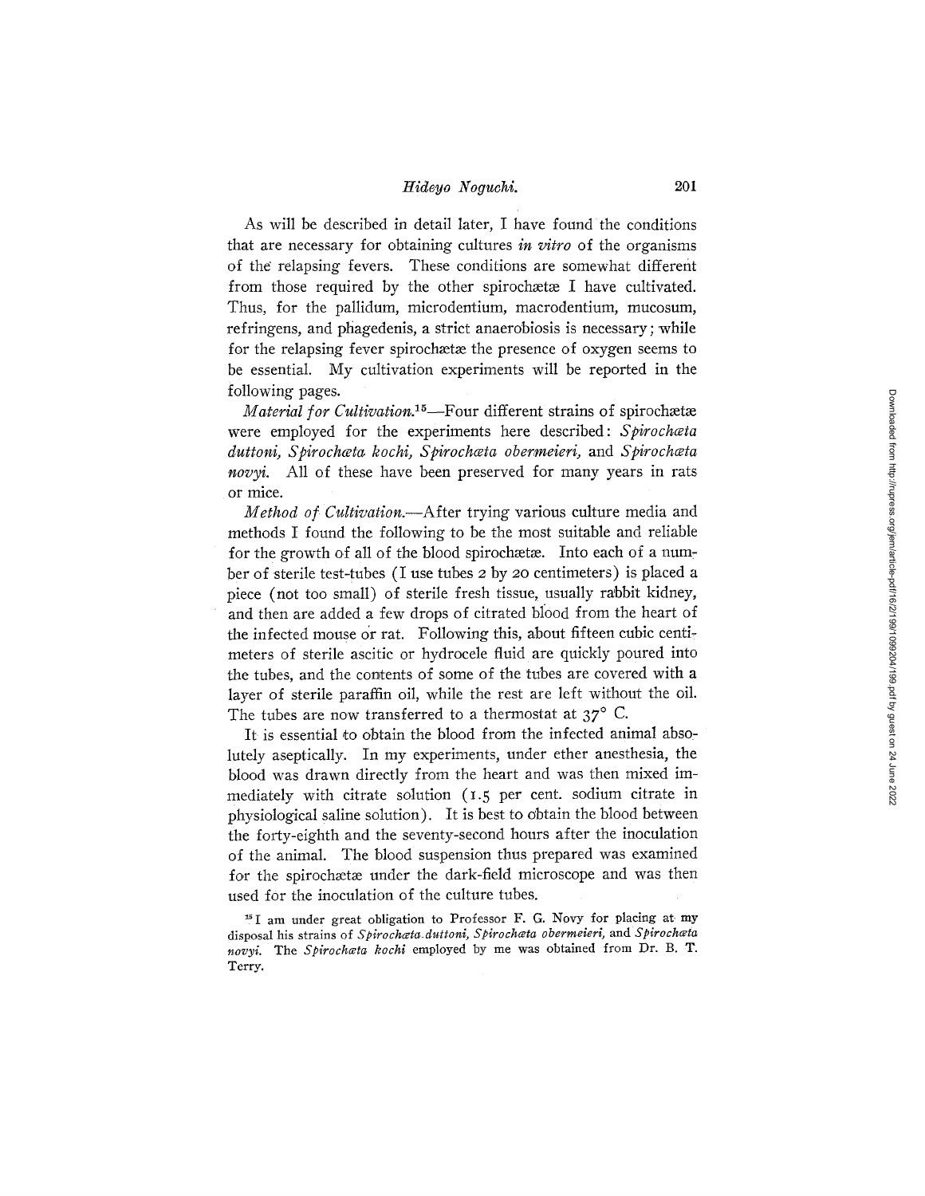As will be described in detail later, I have found the conditions that are necessary for obtaining cultures *in vitro* of the organisms of the relapsing fevers. These conditions are somewhat different from those required by the other spirochætæ I have cultivated. Thus, for the pallidum, microdentium, macrodentium, mucosum, refringens, and phagedenis, a strict anaerobiosis is necessary; while for the relapsing fever spirochætæ the presence of oxygen seems to be essential. My cultivation experiments will be reported in the following pages.

*Material for Cultivation.*[15]—Four different strains of spirochætæ were employed for the experiments here described: *Spirochæta duttoni, Spirochæta kochi, Spirochæta obermeieri,* and *Spirochæta novyi.* All of these have been preserved for many years in rats or mice.

*Method of Cultivation.*—After trying various culture media and methods I found the following to be the most suitable and reliable for the growth of all of the blood spirochætæ. Into each of a number of sterile test-tubes (I use tubes 2 by 20 centimeters) is placed a piece (not too small) of sterile fresh tissue, usually rabbit kidney, and then are added a few drops of citrated blood from the heart of the infected mouse or rat. Following this, about fifteen cubic centimeters of sterile ascitic or hydrocele fluid are quickly poured into the tubes, and the contents of some of the tubes are covered with a layer of sterile paraffin oil, while the rest are left without the oil. The tubes are now transferred to a thermostat at 37° C.

It is essential to obtain the blood from the infected animal absolutely aseptically. In my experiments, under ether anesthesia, the blood was drawn directly from the heart and was then mixed immediately with citrate solution (1.5 per cent. sodium citrate in physiological saline solution). It is best to obtain the blood between the forty-eighth and the seventy-second hours after the inoculation of the animal. The blood suspension thus prepared was examined for the spirochætæ under the dark-field microscope and was then used for the inoculation of the culture tubes.

[15] I am under great obligation to Professor F. G. Novy for placing at my disposal his strains of *Spirochæta duttoni, Spirochæta obermeieri,* and *Spirochæta novyi.* The *Spirochæta kochi* employed by me was obtained from Dr. B. T. Terry.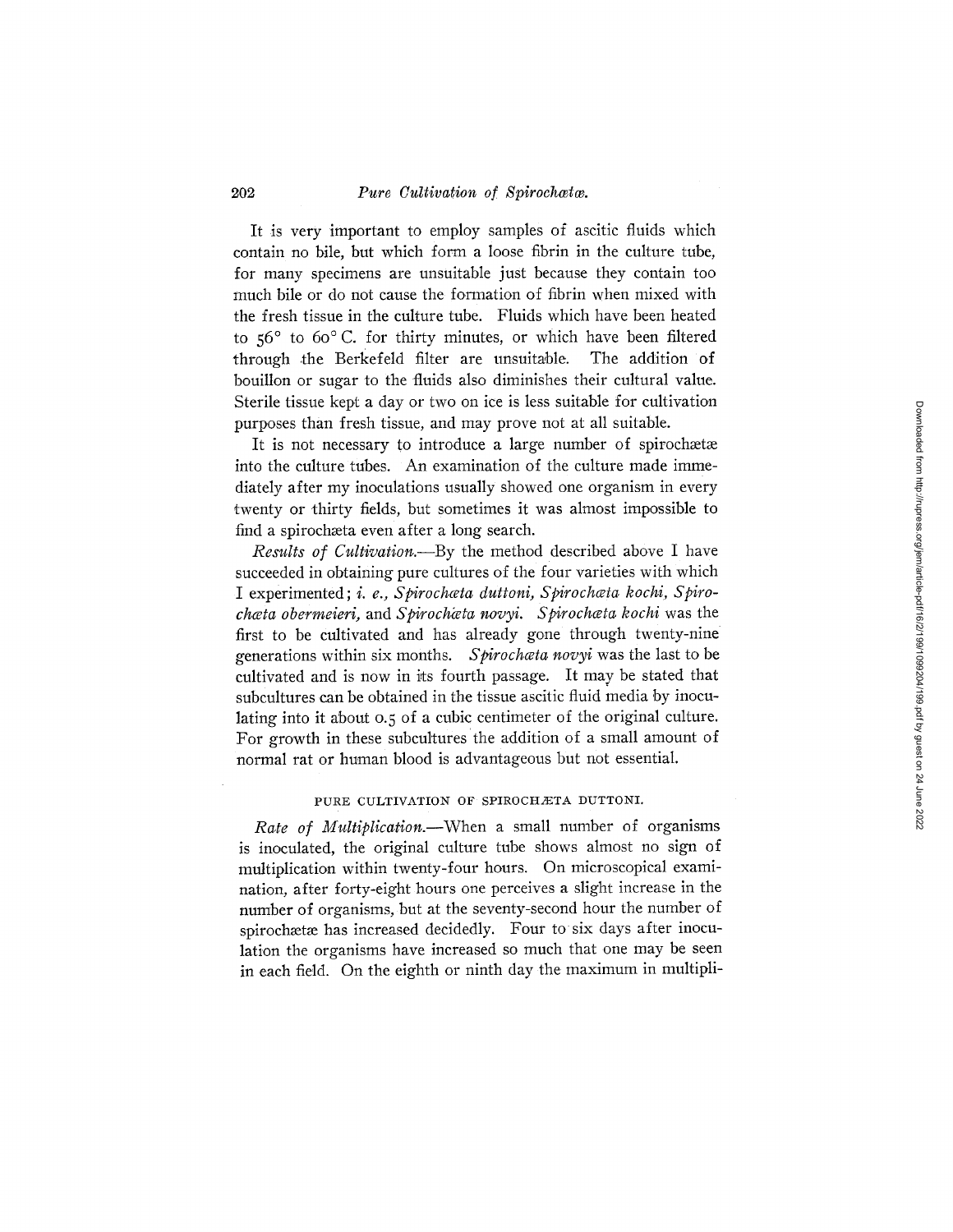It is very important to employ samples of ascitic fluids which contain no bile, but which form a loose fibrin in the culture tube, for many specimens are unsuitable just because they contain too much bile or do not cause the formation of fibrin when mixed with the fresh tissue in the culture tube. Fluids which have been heated to 56° to 60° C. for thirty minutes, or which have been filtered through the Berkefeld filter are unsuitable. The addition of bouillon or sugar to the fluids also diminishes their cultural value. Sterile tissue kept a day or two on ice is less suitable for cultivation purposes than fresh tissue, and may prove not at all suitable.

It is not necessary to introduce a large number of spirochætæ into the culture tubes. An examination of the culture made immediately after my inoculations usually showed one organism in every twenty or thirty fields, but sometimes it was almost impossible to find a spirochæta even after a long search.

*Results of Cultivation.*—By the method described above I have succeeded in obtaining pure cultures of the four varieties with which I experimented; *i. e., Spirochæta duttoni, Spirochæta kochi, Spirochæta obermeieri,* and *Spirochæta novyi. Spirochæta kochi* was the first to be cultivated and has already gone through twenty-nine generations within six months. *Spirochæta novyi* was the last to be cultivated and is now in its fourth passage. It may be stated that subcultures can be obtained in the tissue ascitic fluid media by inoculating into it about 0.5 of a cubic centimeter of the original culture. For growth in these subcultures the addition of a small amount of normal rat or human blood is advantageous but not essential.

## PURE CULTIVATION OF SPIROCHÆTA DUTTONI.

*Rate of Multiplication.*—When a small number of organisms is inoculated, the original culture tube shows almost no sign of multiplication within twenty-four hours. On microscopical examination, after forty-eight hours one perceives a slight increase in the number of organisms, but at the seventy-second hour the number of spirochætæ has increased decidedly. Four to six days after inoculation the organisms have increased so much that one may be seen in each field. On the eighth or ninth day the maximum in multipli-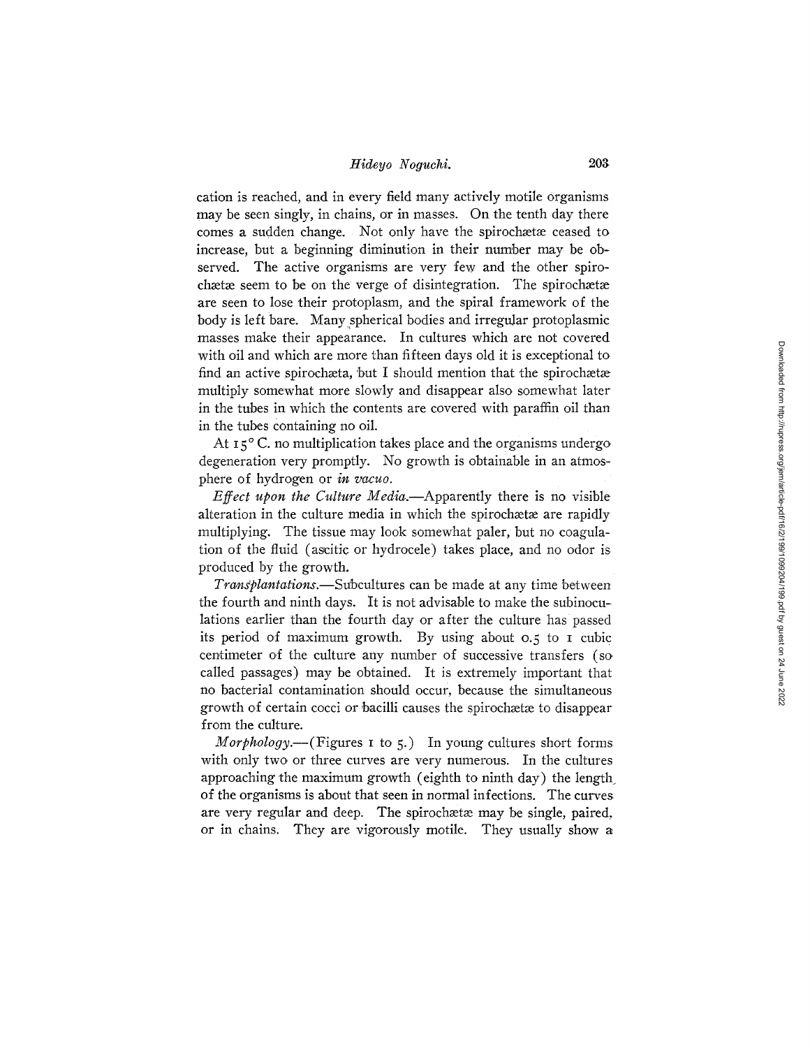cation is reached, and in every field many actively motile organisms may be seen singly, in chains, or in masses. On the tenth day there comes a sudden change. Not only have the spirochætæ ceased to increase, but a beginning diminution in their number may be observed. The active organisms are very few and the other spirochætæ seem to be on the verge of disintegration. The spirochætæ are seen to lose their protoplasm, and the spiral framework of the body is left bare. Many spherical bodies and irregular protoplasmic masses make their appearance. In cultures which are not covered with oil and which are more than fifteen days old it is exceptional to find an active spirochæta, but I should mention that the spirochætæ multiply somewhat more slowly and disappear also somewhat later in the tubes in which the contents are covered with paraffin oil than in the tubes containing no oil.

At 15° C. no multiplication takes place and the organisms undergo degeneration very promptly. No growth is obtainable in an atmosphere of hydrogen or *in vacuo*.

*Effect upon the Culture Media.*—Apparently there is no visible alteration in the culture media in which the spirochætæ are rapidly multiplying. The tissue may look somewhat paler, but no coagulation of the fluid (ascitic or hydrocele) takes place, and no odor is produced by the growth.

*Transplantations.*—Subcultures can be made at any time between the fourth and ninth days. It is not advisable to make the subinoculations earlier than the fourth day or after the culture has passed its period of maximum growth. By using about 0.5 to 1 cubic centimeter of the culture any number of successive transfers (so called passages) may be obtained. It is extremely important that no bacterial contamination should occur, because the simultaneous growth of certain cocci or bacilli causes the spirochætæ to disappear from the culture.

*Morphology.*—(Figures 1 to 5.) In young cultures short forms with only two or three curves are very numerous. In the cultures approaching the maximum growth (eighth to ninth day) the length of the organisms is about that seen in normal infections. The curves are very regular and deep. The spirochætæ may be single, paired, or in chains. They are vigorously motile. They usually show a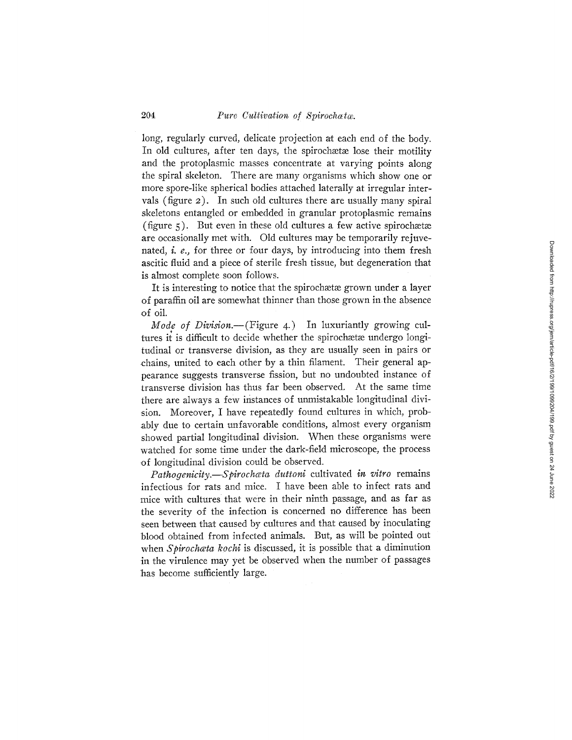long, regularly curved, delicate projection at each end of the body. In old cultures, after ten days, the spirochætæ lose their motility and the protoplasmic masses concentrate at varying points along the spiral skeleton. There are many organisms which show one or more spore-like spherical bodies attached laterally at irregular intervals (figure 2). In such old cultures there are usually many spiral skeletons entangled or embedded in granular protoplasmic remains (figure 5). But even in these old cultures a few active spirochætæ are occasionally met with. Old cultures may be temporarily rejuvenated, *i. e.,* for three or four days, by introducing into them fresh ascitic fluid and a piece of sterile fresh tissue, but degeneration that is almost complete soon follows.

It is interesting to notice that the spirochætæ grown under a layer of paraffin oil are somewhat thinner than those grown in the absence of oil.

*Mode of Division.*—(Figure 4.) In luxuriantly growing cultures it is difficult to decide whether the spirochætæ undergo longitudinal or transverse division, as they are usually seen in pairs or chains, united to each other by a thin filament. Their general appearance suggests transverse fission, but no undoubted instance of transverse division has thus far been observed. At the same time there are always a few instances of unmistakable longitudinal division. Moreover, I have repeatedly found cultures in which, probably due to certain unfavorable conditions, almost every organism showed partial longitudinal division. When these organisms were watched for some time under the dark-field microscope, the process of longitudinal division could be observed.

*Pathogenicity.*—*Spirochæta duttoni* cultivated *in vitro* remains infectious for rats and mice. I have been able to infect rats and mice with cultures that were in their ninth passage, and as far as the severity of the infection is concerned no difference has been seen between that caused by cultures and that caused by inoculating blood obtained from infected animals. But, as will be pointed out when *Spirochæta kochi* is discussed, it is possible that a diminution in the virulence may yet be observed when the number of passages has become sufficiently large.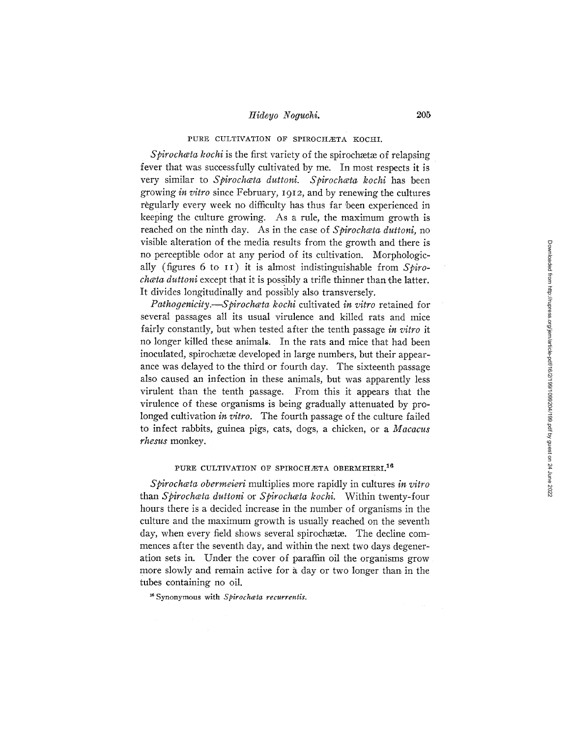## PURE CULTIVATION OF SPIROCHÆTA KOCHI.

*Spirochæta kochi* is the first variety of the spirochætæ of relapsing fever that was successfully cultivated by me. In most respects it is very similar to *Spirochæta duttoni*. *Spirochæta kochi* has been growing *in vitro* since February, 1912, and by renewing the cultures regularly every week no difficulty has thus far been experienced in keeping the culture growing. As a rule, the maximum growth is reached on the ninth day. As in the case of *Spirochæta duttoni*, no visible alteration of the media results from the growth and there is no perceptible odor at any period of its cultivation. Morphologically (figures 6 to 11) it is almost indistinguishable from *Spirochæta duttoni* except that it is possibly a trifle thinner than the latter. It divides longitudinally and possibly also transversely.

*Pathogenicity.*—*Spirochæta kochi* cultivated *in vitro* retained for several passages all its usual virulence and killed rats and mice fairly constantly, but when tested after the tenth passage *in vitro* it no longer killed these animals. In the rats and mice that had been inoculated, spirochætæ developed in large numbers, but their appearance was delayed to the third or fourth day. The sixteenth passage also caused an infection in these animals, but was apparently less virulent than the tenth passage. From this it appears that the virulence of these organisms is being gradually attenuated by prolonged cultivation *in vitro*. The fourth passage of the culture failed to infect rabbits, guinea pigs, cats, dogs, a chicken, or a *Macacus rhesus* monkey.

## PURE CULTIVATION OF SPIROCHÆTA OBERMEIERI.[16]

*Spirochæta obermeieri* multiplies more rapidly in cultures *in vitro* than *Spirochæta duttoni* or *Spirochæta kochi*. Within twenty-four hours there is a decided increase in the number of organisms in the culture and the maximum growth is usually reached on the seventh day, when every field shows several spirochætæ. The decline commences after the seventh day, and within the next two days degeneration sets in. Under the cover of paraffin oil the organisms grow more slowly and remain active for a day or two longer than in the tubes containing no oil.

[16] Synonymous with *Spirochæta recurrentis*.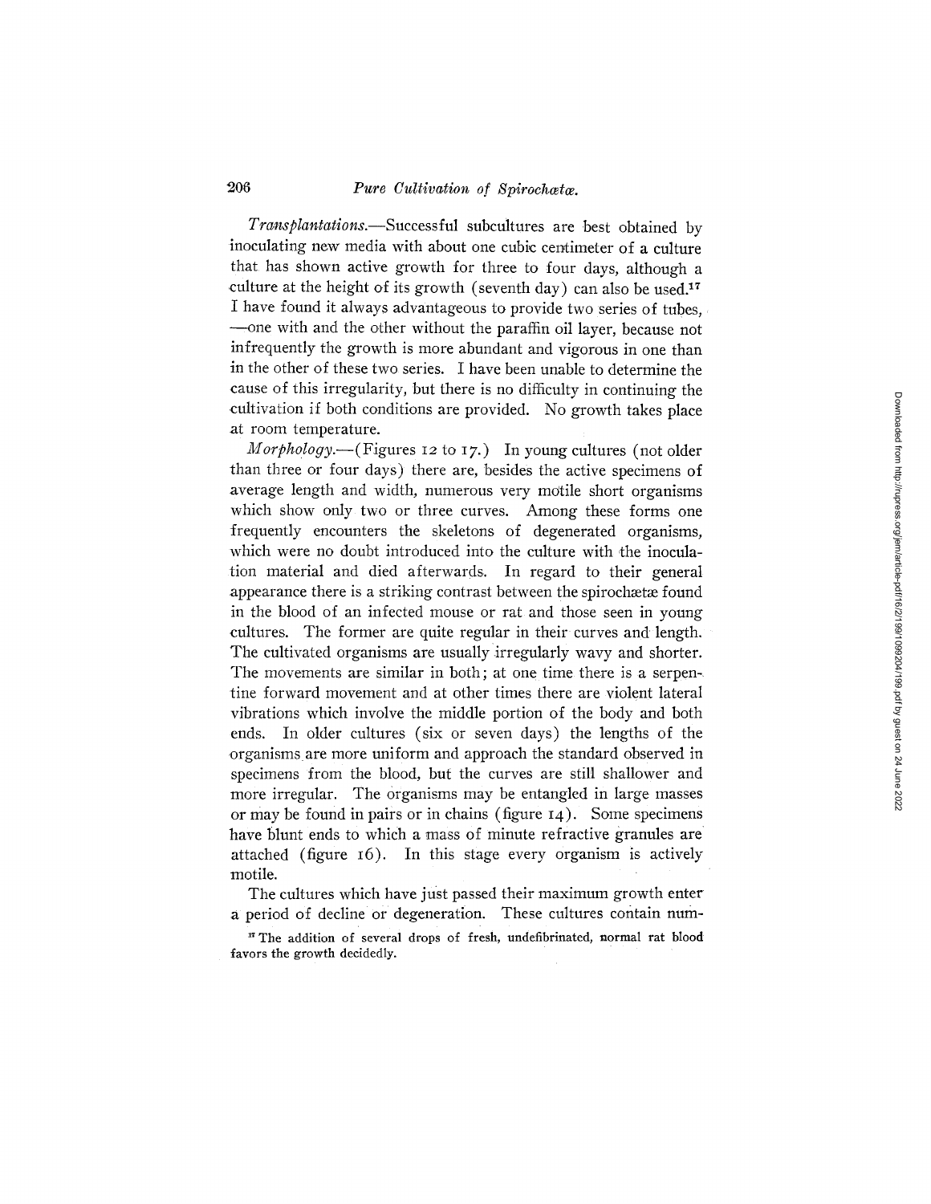*Transplantations.*—Successful subcultures are best obtained by inoculating new media with about one cubic centimeter of a culture that has shown active growth for three to four days, although a culture at the height of its growth (seventh day) can also be used.[17] I have found it always advantageous to provide two series of tubes, —one with and the other without the paraffin oil layer, because not infrequently the growth is more abundant and vigorous in one than in the other of these two series. I have been unable to determine the cause of this irregularity, but there is no difficulty in continuing the cultivation if both conditions are provided. No growth takes place at room temperature.

*Morphology.*—(Figures 12 to 17.) In young cultures (not older than three or four days) there are, besides the active specimens of average length and width, numerous very motile short organisms which show only two or three curves. Among these forms one frequently encounters the skeletons of degenerated organisms, which were no doubt introduced into the culture with the inoculation material and died afterwards. In regard to their general appearance there is a striking contrast between the spirochætæ found in the blood of an infected mouse or rat and those seen in young cultures. The former are quite regular in their curves and length. The cultivated organisms are usually irregularly wavy and shorter. The movements are similar in both; at one time there is a serpentine forward movement and at other times there are violent lateral vibrations which involve the middle portion of the body and both ends. In older cultures (six or seven days) the lengths of the organisms are more uniform and approach the standard observed in specimens from the blood, but the curves are still shallower and more irregular. The organisms may be entangled in large masses or may be found in pairs or in chains (figure 14). Some specimens have blunt ends to which a mass of minute refractive granules are attached (figure 16). In this stage every organism is actively motile.

The cultures which have just passed their maximum growth enter a period of decline or degeneration. These cultures contain num-

[17] The addition of several drops of fresh, undefibrinated, normal rat blood favors the growth decidedly.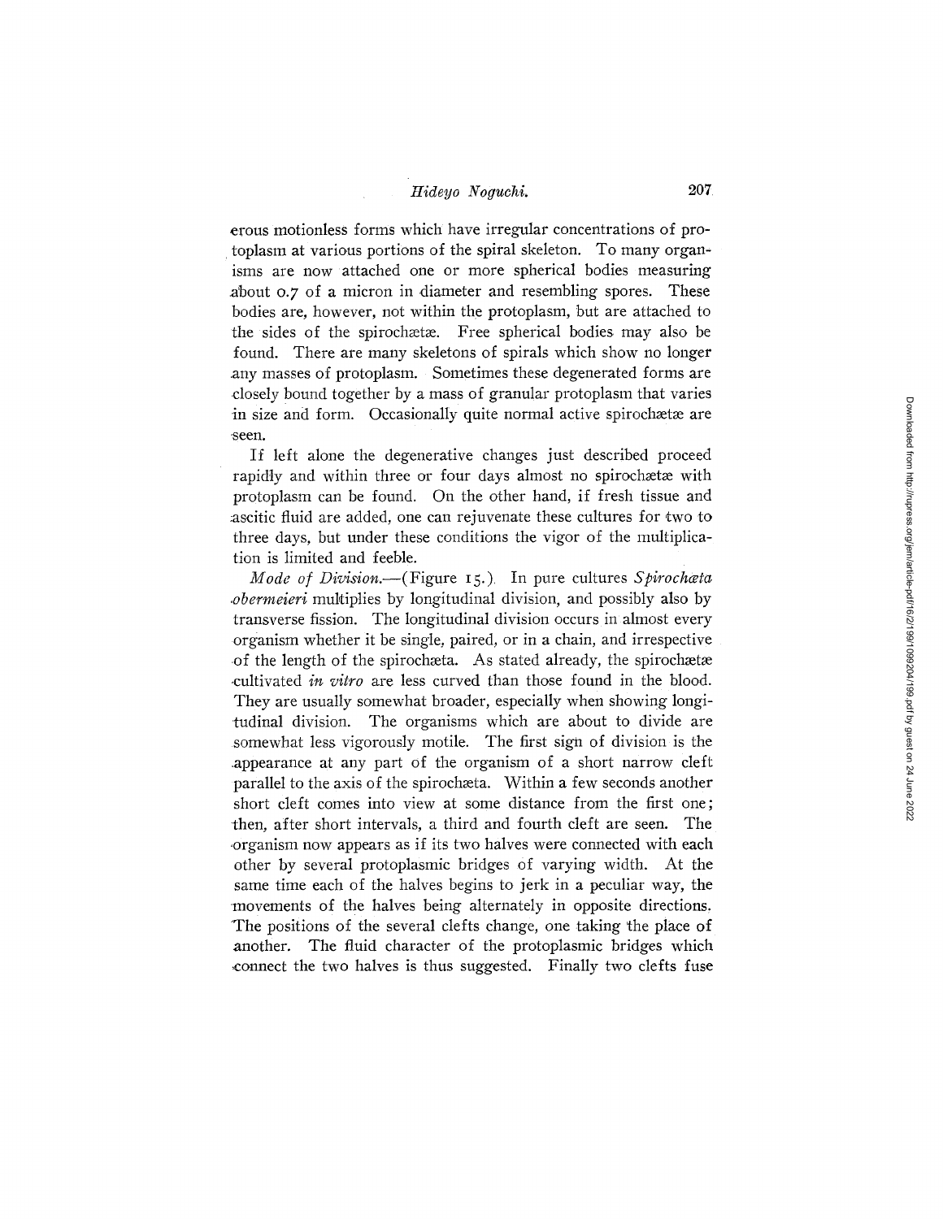erous motionless forms which have irregular concentrations of protoplasm at various portions of the spiral skeleton. To many organisms are now attached one or more spherical bodies measuring about 0.7 of a micron in diameter and resembling spores. These bodies are, however, not within the protoplasm, but are attached to the sides of the spirochætæ. Free spherical bodies may also be found. There are many skeletons of spirals which show no longer any masses of protoplasm. Sometimes these degenerated forms are closely bound together by a mass of granular protoplasm that varies in size and form. Occasionally quite normal active spirochætæ are seen.

If left alone the degenerative changes just described proceed rapidly and within three or four days almost no spirochætæ with protoplasm can be found. On the other hand, if fresh tissue and ascitic fluid are added, one can rejuvenate these cultures for two to three days, but under these conditions the vigor of the multiplication is limited and feeble.

*Mode of Division.*—(Figure 15.). In pure cultures *Spirochæta obermeieri* multiplies by longitudinal division, and possibly also by transverse fission. The longitudinal division occurs in almost every organism whether it be single, paired, or in a chain, and irrespective of the length of the spirochæta. As stated already, the spirochætæ cultivated *in vitro* are less curved than those found in the blood. They are usually somewhat broader, especially when showing longitudinal division. The organisms which are about to divide are somewhat less vigorously motile. The first sign of division is the appearance at any part of the organism of a short narrow cleft parallel to the axis of the spirochæta. Within a few seconds another short cleft comes into view at some distance from the first one; then, after short intervals, a third and fourth cleft are seen. The organism now appears as if its two halves were connected with each other by several protoplasmic bridges of varying width. At the same time each of the halves begins to jerk in a peculiar way, the movements of the halves being alternately in opposite directions. The positions of the several clefts change, one taking the place of another. The fluid character of the protoplasmic bridges which connect the two halves is thus suggested. Finally two clefts fuse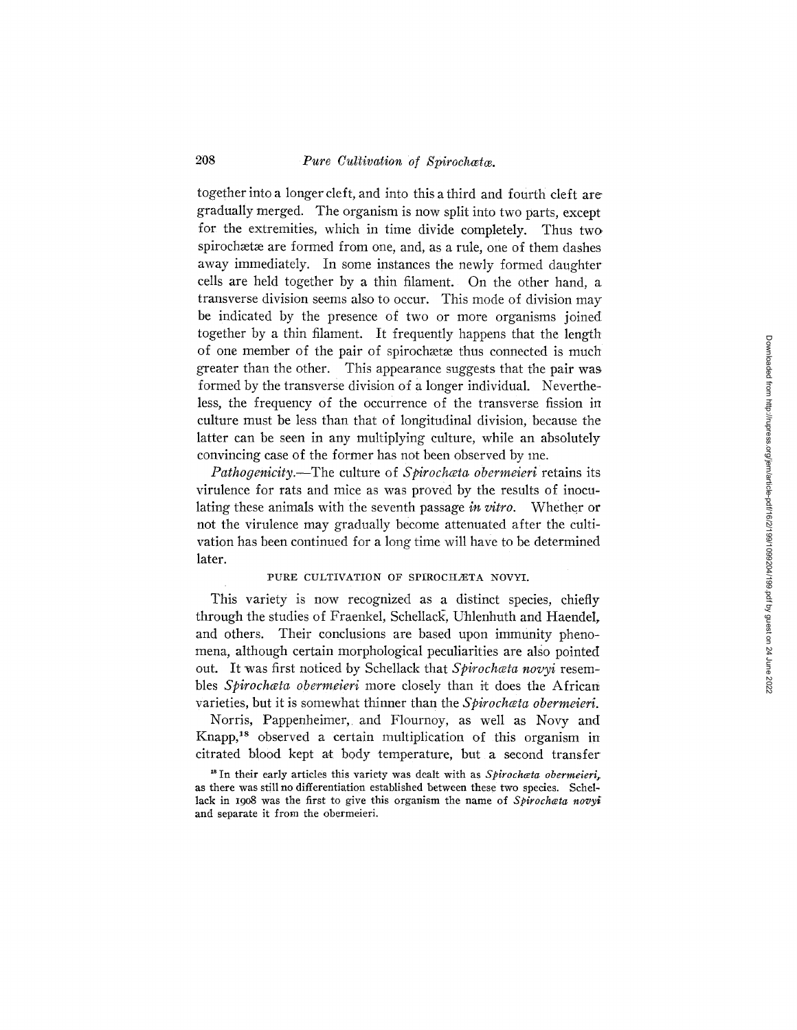together into a longer cleft, and into this a third and fourth cleft are gradually merged. The organism is now split into two parts, except for the extremities, which in time divide completely. Thus two spirochætæ are formed from one, and, as a rule, one of them dashes away immediately. In some instances the newly formed daughter cells are held together by a thin filament. On the other hand, a transverse division seems also to occur. This mode of division may be indicated by the presence of two or more organisms joined together by a thin filament. It frequently happens that the length of one member of the pair of spirochætæ thus connected is much greater than the other. This appearance suggests that the pair was formed by the transverse division of a longer individual. Nevertheless, the frequency of the occurrence of the transverse fission in culture must be less than that of longitudinal division, because the latter can be seen in any multiplying culture, while an absolutely convincing case of the former has not been observed by me.

*Pathogenicity.*—The culture of *Spirochæta obermeieri* retains its virulence for rats and mice as was proved by the results of inoculating these animals with the seventh passage *in vitro*. Whether or not the virulence may gradually become attenuated after the cultivation has been continued for a long time will have to be determined later.

### PURE CULTIVATION OF SPIROCHÆTA NOVYI.

This variety is now recognized as a distinct species, chiefly through the studies of Fraenkel, Schellack, Uhlenhuth and Haendel, and others. Their conclusions are based upon immunity phenomena, although certain morphological peculiarities are also pointed out. It was first noticed by Schellack that *Spirochæta novyi* resembles *Spirochæta obermeieri* more closely than it does the African varieties, but it is somewhat thinner than the *Spirochæta obermeieri*.

Norris, Pappenheimer, and Flournoy, as well as Novy and Knapp,[18] observed a certain multiplication of this organism in citrated blood kept at body temperature, but a second transfer

[18] In their early articles this variety was dealt with as *Spirochæta obermeieri*, as there was still no differentiation established between these two species. Schellack in 1908 was the first to give this organism the name of *Spirochæta novyi* and separate it from the obermeieri.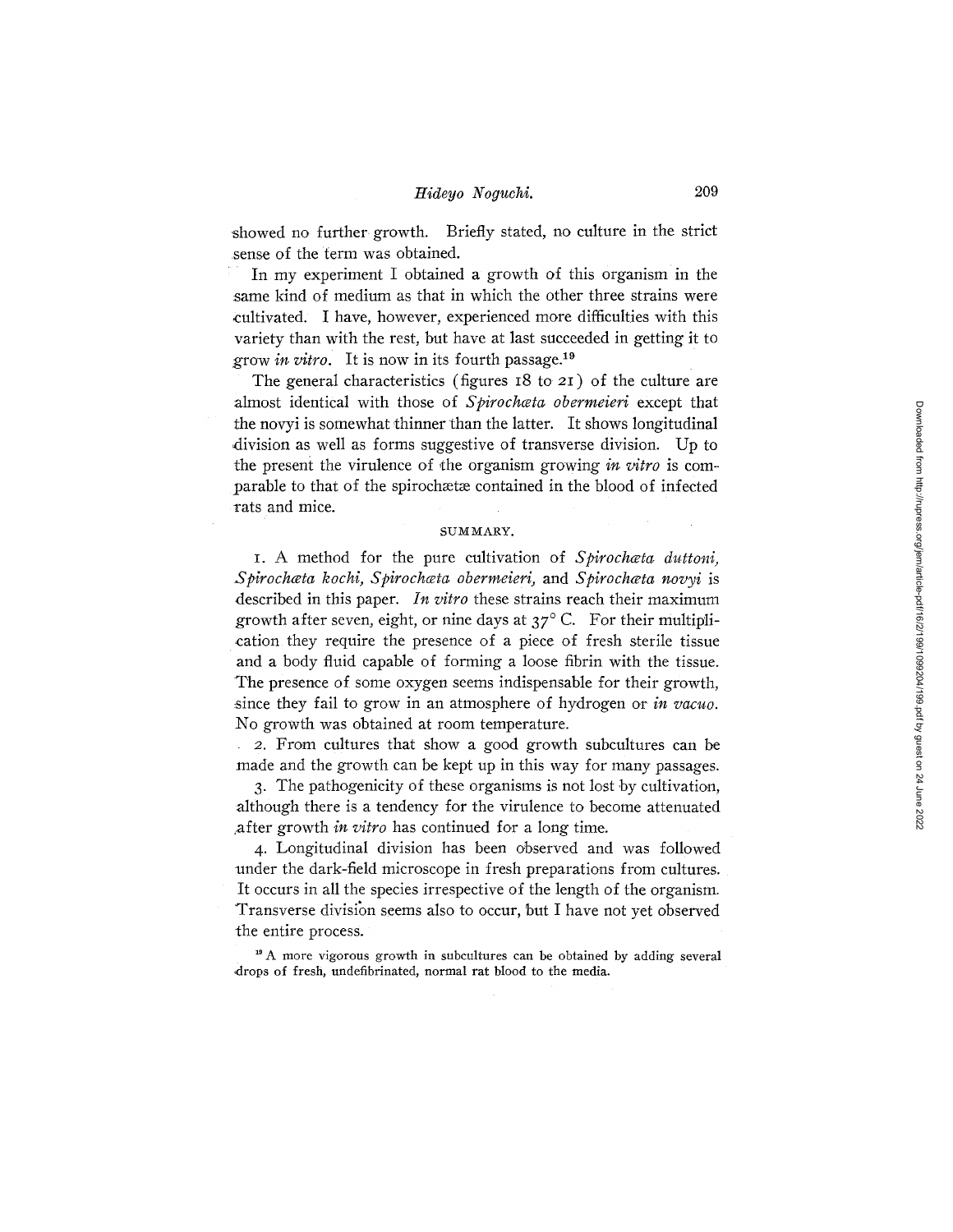showed no further growth. Briefly stated, no culture in the strict sense of the term was obtained.

In my experiment I obtained a growth of this organism in the same kind of medium as that in which the other three strains were cultivated. I have, however, experienced more difficulties with this variety than with the rest, but have at last succeeded in getting it to grow *in vitro*. It is now in its fourth passage.[19]

The general characteristics (figures 18 to 21) of the culture are almost identical with those of *Spirochæta obermeieri* except that the novyi is somewhat thinner than the latter. It shows longitudinal division as well as forms suggestive of transverse division. Up to the present the virulence of the organism growing *in vitro* is comparable to that of the spirochætæ contained in the blood of infected rats and mice.

## SUMMARY.

1. A method for the pure cultivation of *Spirochæta duttoni, Spirochæta kochi, Spirochæta obermeieri,* and *Spirochæta novyi* is described in this paper. *In vitro* these strains reach their maximum growth after seven, eight, or nine days at 37° C. For their multiplication they require the presence of a piece of fresh sterile tissue and a body fluid capable of forming a loose fibrin with the tissue. The presence of some oxygen seems indispensable for their growth, since they fail to grow in an atmosphere of hydrogen or *in vacuo*. No growth was obtained at room temperature.

2. From cultures that show a good growth subcultures can be made and the growth can be kept up in this way for many passages.

3. The pathogenicity of these organisms is not lost by cultivation, although there is a tendency for the virulence to become attenuated after growth *in vitro* has continued for a long time.

4. Longitudinal division has been observed and was followed under the dark-field microscope in fresh preparations from cultures. It occurs in all the species irrespective of the length of the organism. Transverse division seems also to occur, but I have not yet observed the entire process.

[19] A more vigorous growth in subcultures can be obtained by adding several drops of fresh, undefibrinated, normal rat blood to the media.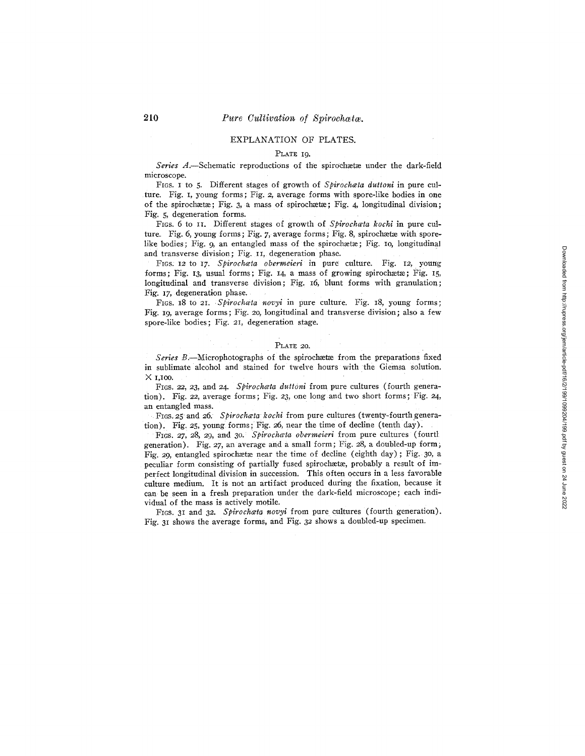## EXPLANATION OF PLATES.

### PLATE 19.

*Series A.*—Schematic reproductions of the spirochætæ under the dark-field microscope.

FIGS. 1 to 5. Different stages of growth of *Spirochæta duttoni* in pure culture. Fig. 1, young forms; Fig. 2, average forms with spore-like bodies in one of the spirochætæ; Fig. 3, a mass of spirochætæ; Fig. 4, longitudinal division; Fig. 5, degeneration forms.

FIGS. 6 to 11. Different stages of growth of *Spirochæta kochi* in pure culture. Fig. 6, young forms; Fig. 7, average forms; Fig. 8, spirochætæ with spore-like bodies; Fig. 9, an entangled mass of the spirochætæ; Fig. 10, longitudinal and transverse division; Fig. 11, degeneration phase.

FIGS. 12 to 17. *Spirochæta obermeieri* in pure culture. Fig. 12, young forms; Fig. 13, usual forms; Fig. 14, a mass of growing spirochætæ; Fig. 15, longitudinal and transverse division; Fig. 16, blunt forms with granulation; Fig. 17, degeneration phase.

FIGS. 18 to 21. *Spirochæta novyi* in pure culture. Fig. 18, young forms; Fig. 19, average forms; Fig. 20, longitudinal and transverse division; also a few spore-like bodies; Fig. 21, degeneration stage.

### PLATE 20.

*Series B.*—Microphotographs of the spirochætæ from the preparations fixed in sublimate alcohol and stained for twelve hours with the Giemsa solution. × 1,100.

FIGS. 22, 23, and 24. *Spirochæta duttoni* from pure cultures (fourth generation). Fig. 22, average forms; Fig. 23, one long and two short forms; Fig. 24, an entangled mass.

FIGS. 25 and 26. *Spirochæta kochi* from pure cultures (twenty-fourth generation). Fig. 25, young forms; Fig. 26, near the time of decline (tenth day).

FIGS. 27, 28, 29, and 30. *Spirochæta obermeieri* from pure cultures (fourth generation). Fig. 27, an average and a small form; Fig. 28, a doubled-up form; Fig. 29, entangled spirochætæ near the time of decline (eighth day); Fig. 30, a peculiar form consisting of partially fused spirochætæ, probably a result of imperfect longitudinal division in succession. This often occurs in a less favorable culture medium. It is not an artifact produced during the fixation, because it can be seen in a fresh preparation under the dark-field microscope; each individual of the mass is actively motile.

FIGS. 31 and 32. *Spirochæta novyi* from pure cultures (fourth generation). Fig. 31 shows the average forms, and Fig. 32 shows a doubled-up specimen.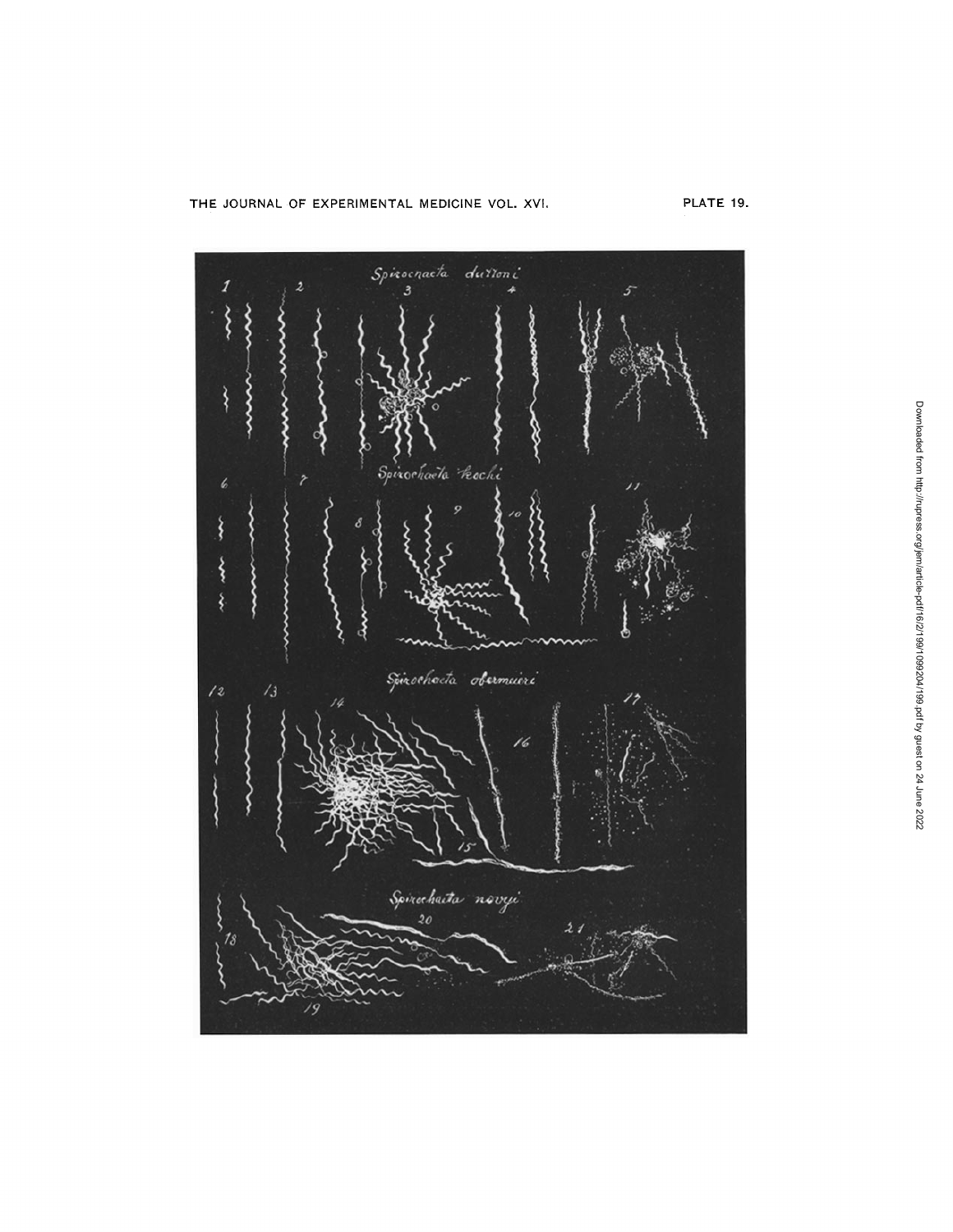PLATE 19.

Spirochaeta duttoni

Spirochaeta kochi

Spirochaeta obermeieri

Spirochaeta novyi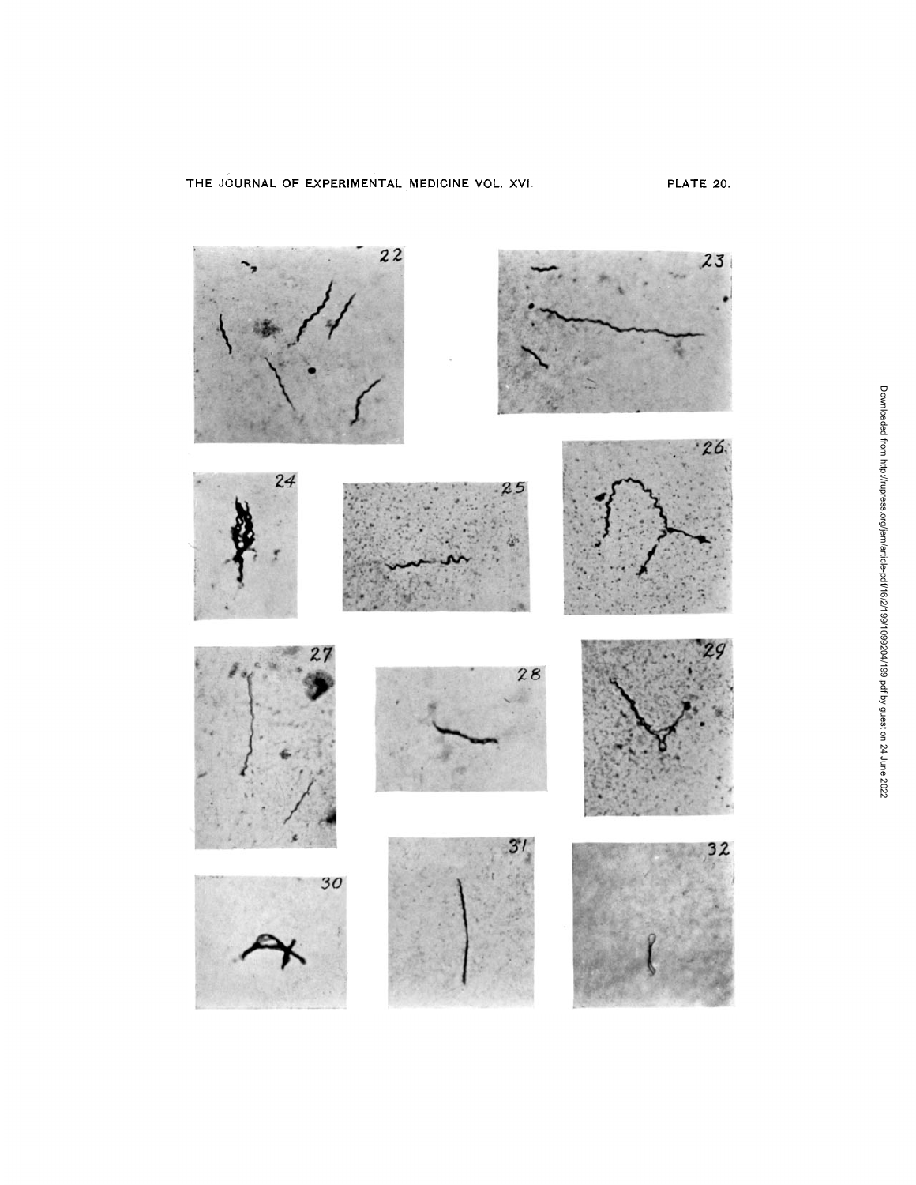PLATE 20.